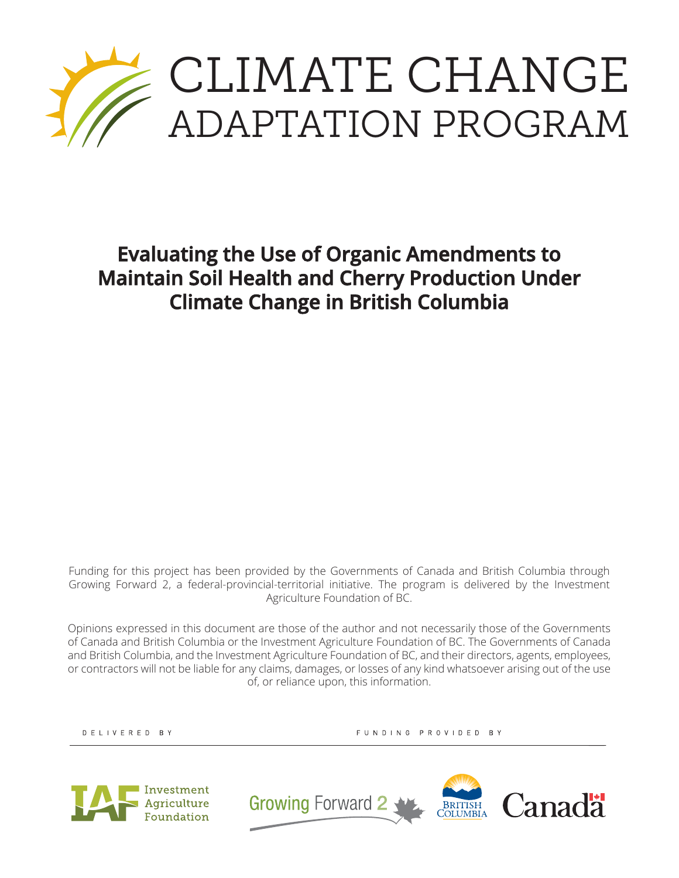# CLIMATE CHANGE ADAPTATION PROGRAM

## Evaluating the Use of Organic Amendments to Maintain Soil Health and Cherry Production Under Climate Change in British Columbia

Funding for this project has been provided by the Governments of Canada and British Columbia through Growing Forward 2, a federal-provincial-territorial initiative. The program is delivered by the Investment Agriculture Foundation of BC.

Opinions expressed in this document are those of the author and not necessarily those of the Governments of Canada and British Columbia or the Investment Agriculture Foundation of BC. The Governments of Canada and British Columbia, and the Investment Agriculture Foundation of BC, and their directors, agents, employees, or contractors will not be liable for any claims, damages, or losses of any kind whatsoever arising out of the use of, or reliance upon, this information.

DELIVERED BY

Investment Agriculture Foundation

FUNDING PROVIDED BY

Growing Forward 2

British Columbia

Canada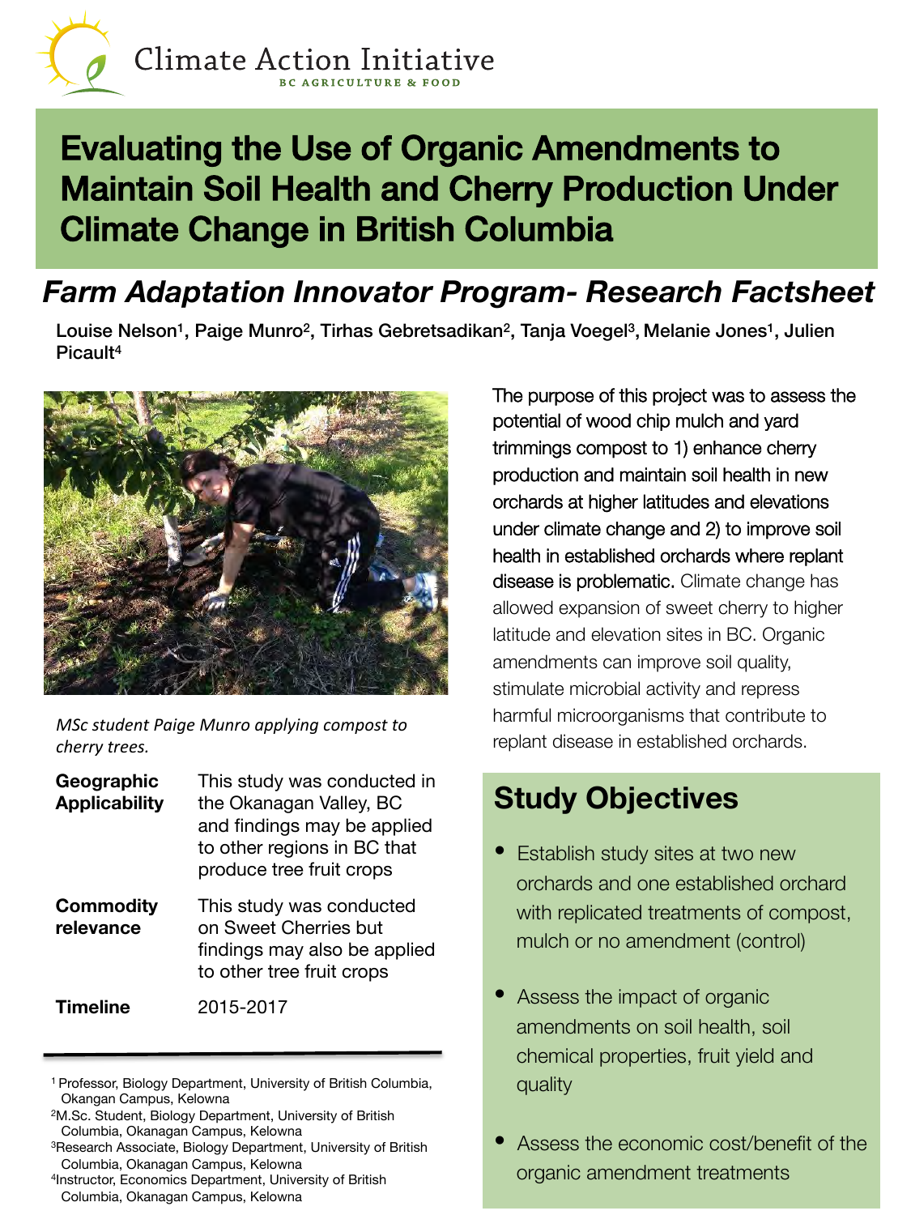Climate Action Initiative

BC AGRICULTURE & FOOD

# Evaluating the Use of Organic Amendments to Maintain Soil Health and Cherry Production Under Climate Change in British Columbia

## *Farm Adaptation Innovator Program- Research Factsheet*

**Louise Nelson[1], Paige Munro[2], Tirhas Gebretsadikan[2], Tanja Voegel[3], Melanie Jones[1], Julien Picault[4]**

*MSc student Paige Munro applying compost to cherry trees.*

| | |
|---|---|
| **Geographic Applicability** | This study was conducted in the Okanagan Valley, BC and findings may be applied to other regions in BC that produce tree fruit crops |
| **Commodity relevance** | This study was conducted on Sweet Cherries but findings may also be applied to other tree fruit crops |
| **Timeline** | 2015-2017 |

[1] Professor, Biology Department, University of British Columbia, Okangan Campus, Kelowna

[2] M.Sc. Student, Biology Department, University of British Columbia, Okanagan Campus, Kelowna

[3] Research Associate, Biology Department, University of British Columbia, Okanagan Campus, Kelowna

[4] Instructor, Economics Department, University of British Columbia, Okanagan Campus, Kelowna

The purpose of this project was to assess the potential of wood chip mulch and yard trimmings compost to 1) enhance cherry production and maintain soil health in new orchards at higher latitudes and elevations under climate change and 2) to improve soil health in established orchards where replant disease is problematic. Climate change has allowed expansion of sweet cherry to higher latitude and elevation sites in BC. Organic amendments can improve soil quality, stimulate microbial activity and repress harmful microorganisms that contribute to replant disease in established orchards.

## Study Objectives

- Establish study sites at two new orchards and one established orchard with replicated treatments of compost, mulch or no amendment (control)
- Assess the impact of organic amendments on soil health, soil chemical properties, fruit yield and quality
- Assess the economic cost/benefit of the organic amendment treatments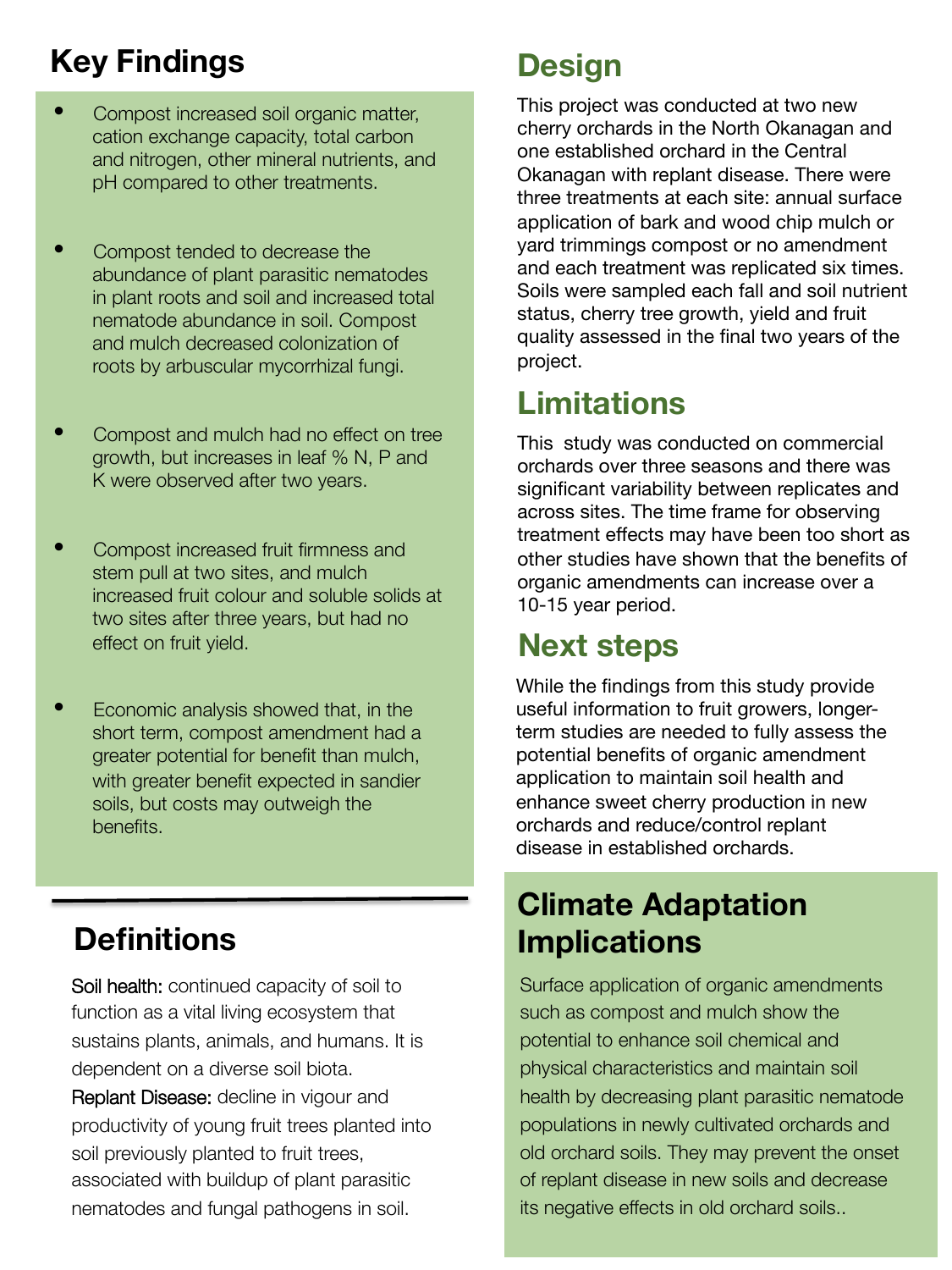## Key Findings

- Compost increased soil organic matter, cation exchange capacity, total carbon and nitrogen, other mineral nutrients, and pH compared to other treatments.
- Compost tended to decrease the abundance of plant parasitic nematodes in plant roots and soil and increased total nematode abundance in soil. Compost and mulch decreased colonization of roots by arbuscular mycorrhizal fungi.
- Compost and mulch had no effect on tree growth, but increases in leaf % N, P and K were observed after two years.
- Compost increased fruit firmness and stem pull at two sites, and mulch increased fruit colour and soluble solids at two sites after three years, but had no effect on fruit yield.
- Economic analysis showed that, in the short term, compost amendment had a greater potential for benefit than mulch, with greater benefit expected in sandier soils, but costs may outweigh the benefits.

## Definitions

Soil health: continued capacity of soil to function as a vital living ecosystem that sustains plants, animals, and humans. It is dependent on a diverse soil biota.

Replant Disease: decline in vigour and productivity of young fruit trees planted into soil previously planted to fruit trees, associated with buildup of plant parasitic nematodes and fungal pathogens in soil.

## Design

This project was conducted at two new cherry orchards in the North Okanagan and one established orchard in the Central Okanagan with replant disease. There were three treatments at each site: annual surface application of bark and wood chip mulch or yard trimmings compost or no amendment and each treatment was replicated six times. Soils were sampled each fall and soil nutrient status, cherry tree growth, yield and fruit quality assessed in the final two years of the project.

## Limitations

This study was conducted on commercial orchards over three seasons and there was significant variability between replicates and across sites. The time frame for observing treatment effects may have been too short as other studies have shown that the benefits of organic amendments can increase over a 10-15 year period.

## Next steps

While the findings from this study provide useful information to fruit growers, longer-term studies are needed to fully assess the potential benefits of organic amendment application to maintain soil health and enhance sweet cherry production in new orchards and reduce/control replant disease in established orchards.

## Climate Adaptation Implications

Surface application of organic amendments such as compost and mulch show the potential to enhance soil chemical and physical characteristics and maintain soil health by decreasing plant parasitic nematode populations in newly cultivated orchards and old orchard soils. They may prevent the onset of replant disease in new soils and decrease its negative effects in old orchard soils..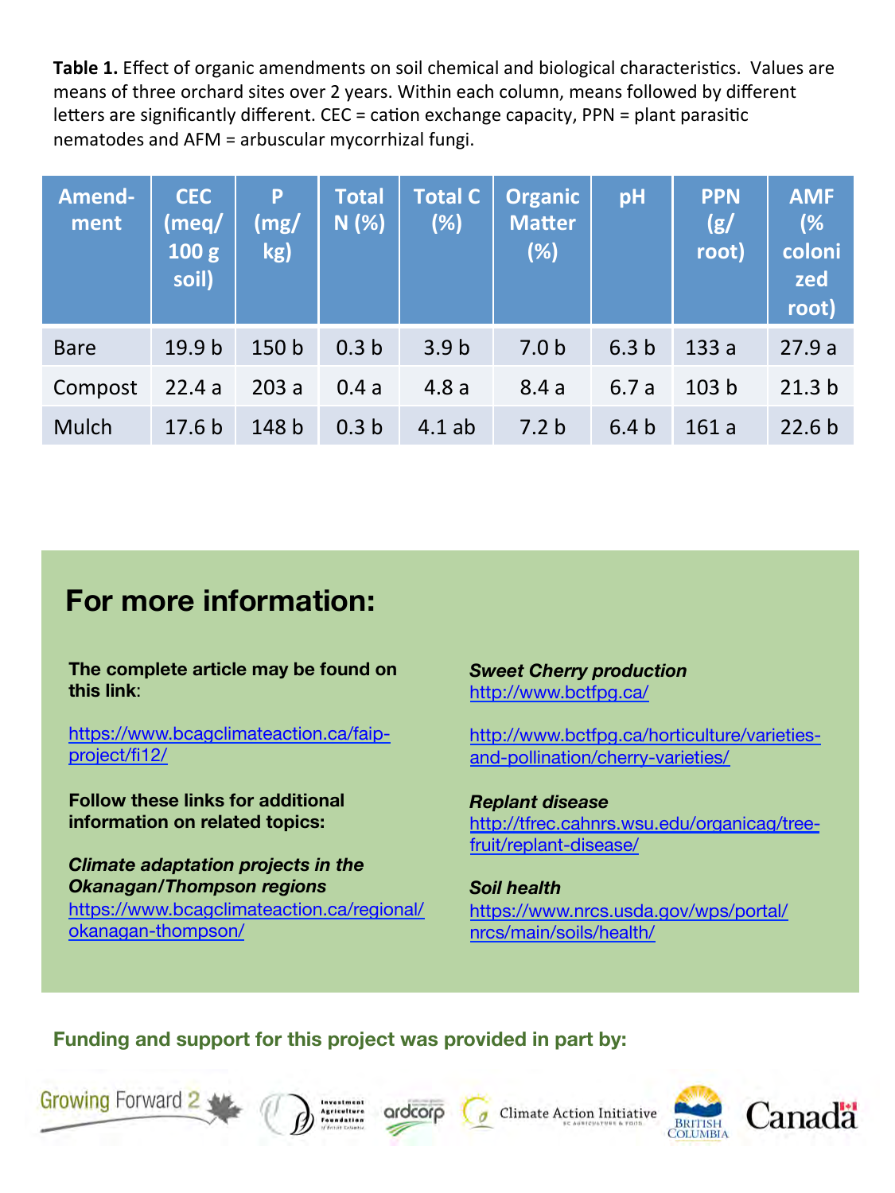**Table 1.** Effect of organic amendments on soil chemical and biological characteristics. Values are means of three orchard sites over 2 years. Within each column, means followed by different letters are significantly different. CEC = cation exchange capacity, PPN = plant parasitic nematodes and AFM = arbuscular mycorrhizal fungi.

| Amend-ment | CEC (meq/ 100 g soil) | P (mg/ kg) | Total N (%) | Total C (%) | Organic Matter (%) | pH | PPN (g/ root) | AMF (% colonized root) |
|---|---|---|---|---|---|---|---|---|
| Bare | 19.9 b | 150 b | 0.3 b | 3.9 b | 7.0 b | 6.3 b | 133 a | 27.9 a |
| Compost | 22.4 a | 203 a | 0.4 a | 4.8 a | 8.4 a | 6.7 a | 103 b | 21.3 b |
| Mulch | 17.6 b | 148 b | 0.3 b | 4.1 ab | 7.2 b | 6.4 b | 161 a | 22.6 b |

## For more information:

**The complete article may be found on this link**:

https://www.bcagclimateaction.ca/faip-project/fi12/

**Follow these links for additional information on related topics:**

***Climate adaptation projects in the Okanagan/Thompson regions***
https://www.bcagclimateaction.ca/regional/okanagan-thompson/

***Sweet Cherry production***
http://www.bctfpg.ca/

http://www.bctfpg.ca/horticulture/varieties-and-pollination/cherry-varieties/

***Replant disease***
http://tfrec.cahnrs.wsu.edu/organicag/tree-fruit/replant-disease/

***Soil health***
https://www.nrcs.usda.gov/wps/portal/nrcs/main/soils/health/

**Funding and support for this project was provided in part by:**

Growing Forward 2 · Investment Agriculture Foundation of British Columbia · ardcorp · Climate Action Initiative BC Agriculture & Food · British Columbia · Canada